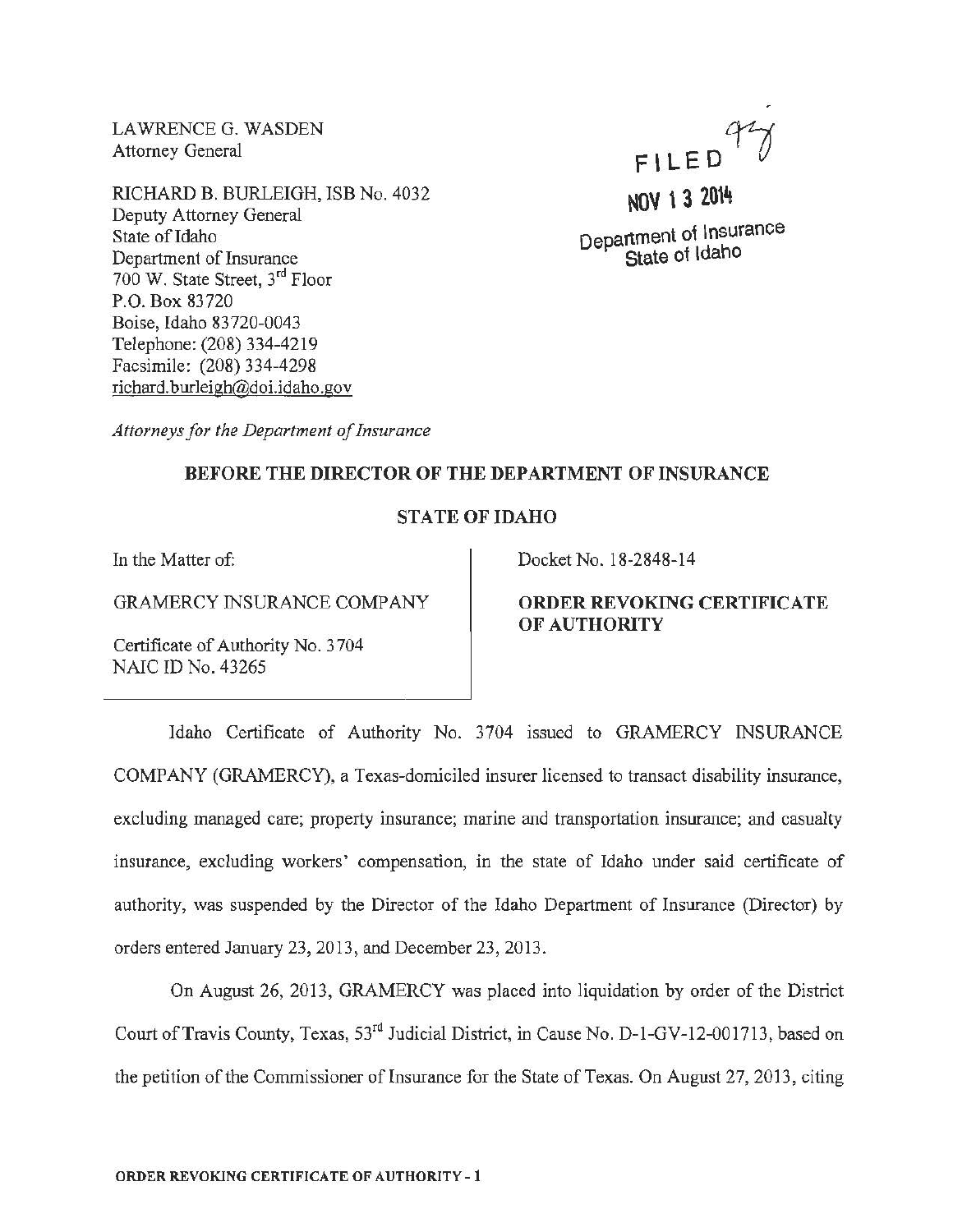LAWRENCE G. WASDEN
Attorney General

RICHARD B. BURLEIGH, ISB No. 4032
Deputy Attorney General
State of Idaho
Department of Insurance
700 W. State Street, 3rd Floor
P.O. Box 83720
Boise, Idaho 83720-0043
Telephone: (208) 334-4219
Facsimile: (208) 334-4298
richard.burleigh@doi.idaho.gov

FILED
NOV 13 2014
Department of Insurance
State of Idaho

*Attorneys for the Department of Insurance*

**BEFORE THE DIRECTOR OF THE DEPARTMENT OF INSURANCE**

**STATE OF IDAHO**

| In the Matter of:<br><br>GRAMERCY INSURANCE COMPANY<br><br>Certificate of Authority No. 3704<br>NAIC ID No. 43265 | Docket No. 18-2848-14<br><br>**ORDER REVOKING CERTIFICATE OF AUTHORITY** |
|---|---|

Idaho Certificate of Authority No. 3704 issued to GRAMERCY INSURANCE COMPANY (GRAMERCY), a Texas-domiciled insurer licensed to transact disability insurance, excluding managed care; property insurance; marine and transportation insurance; and casualty insurance, excluding workers' compensation, in the state of Idaho under said certificate of authority, was suspended by the Director of the Idaho Department of Insurance (Director) by orders entered January 23, 2013, and December 23, 2013.

On August 26, 2013, GRAMERCY was placed into liquidation by order of the District Court of Travis County, Texas, 53rd Judicial District, in Cause No. D-1-GV-12-001713, based on the petition of the Commissioner of Insurance for the State of Texas. On August 27, 2013, citing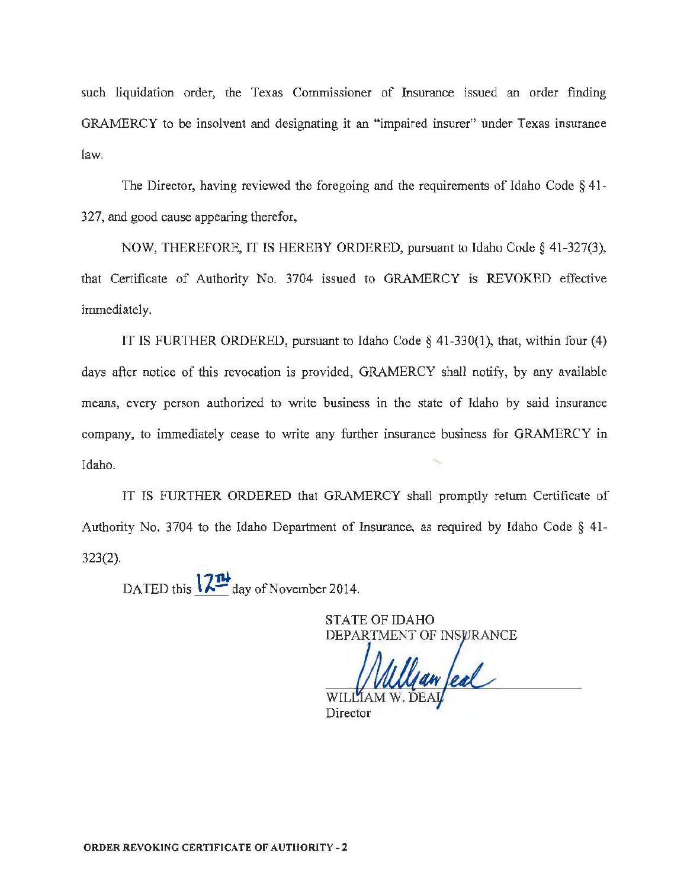such liquidation order, the Texas Commissioner of Insurance issued an order finding GRAMERCY to be insolvent and designating it an "impaired insurer" under Texas insurance law.

The Director, having reviewed the foregoing and the requirements of Idaho Code § 41-327, and good cause appearing therefor,

NOW, THEREFORE, IT IS HEREBY ORDERED, pursuant to Idaho Code § 41-327(3), that Certificate of Authority No. 3704 issued to GRAMERCY is REVOKED effective immediately.

IT IS FURTHER ORDERED, pursuant to Idaho Code § 41-330(1), that, within four (4) days after notice of this revocation is provided, GRAMERCY shall notify, by any available means, every person authorized to write business in the state of Idaho by said insurance company, to immediately cease to write any further insurance business for GRAMERCY in Idaho.

IT IS FURTHER ORDERED that GRAMERCY shall promptly return Certificate of Authority No. 3704 to the Idaho Department of Insurance, as required by Idaho Code § 41-323(2).

DATED this 12th day of November 2014.

STATE OF IDAHO
DEPARTMENT OF INSURANCE

William Deal

WILLIAM W. DEAL
Director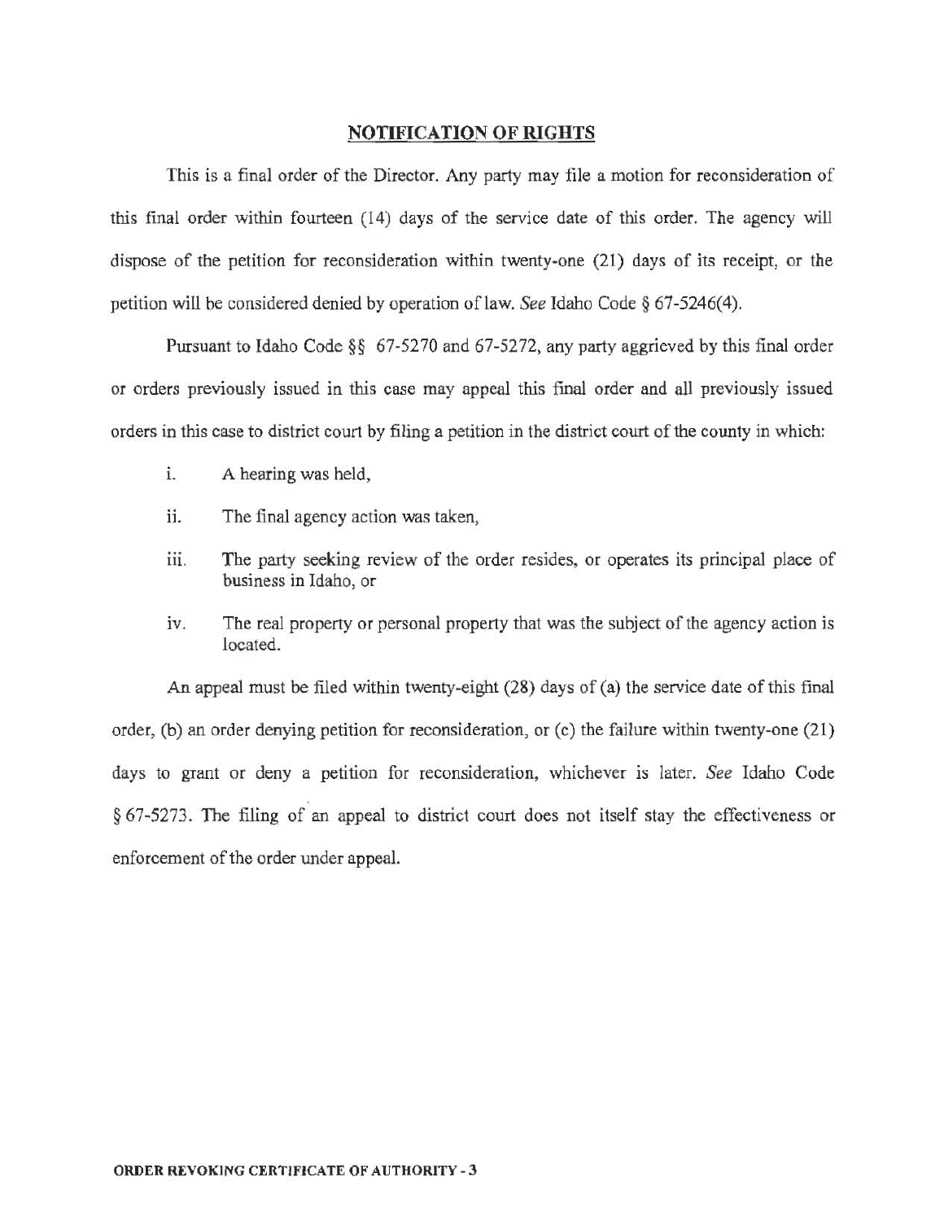## NOTIFICATION OF RIGHTS

This is a final order of the Director. Any party may file a motion for reconsideration of this final order within fourteen (14) days of the service date of this order. The agency will dispose of the petition for reconsideration within twenty-one (21) days of its receipt, or the petition will be considered denied by operation of law. *See* Idaho Code § 67-5246(4).

Pursuant to Idaho Code §§ 67-5270 and 67-5272, any party aggrieved by this final order or orders previously issued in this case may appeal this final order and all previously issued orders in this case to district court by filing a petition in the district court of the county in which:

i. A hearing was held,

ii. The final agency action was taken,

iii. The party seeking review of the order resides, or operates its principal place of business in Idaho, or

iv. The real property or personal property that was the subject of the agency action is located.

An appeal must be filed within twenty-eight (28) days of (a) the service date of this final order, (b) an order denying petition for reconsideration, or (c) the failure within twenty-one (21) days to grant or deny a petition for reconsideration, whichever is later. *See* Idaho Code § 67-5273. The filing of an appeal to district court does not itself stay the effectiveness or enforcement of the order under appeal.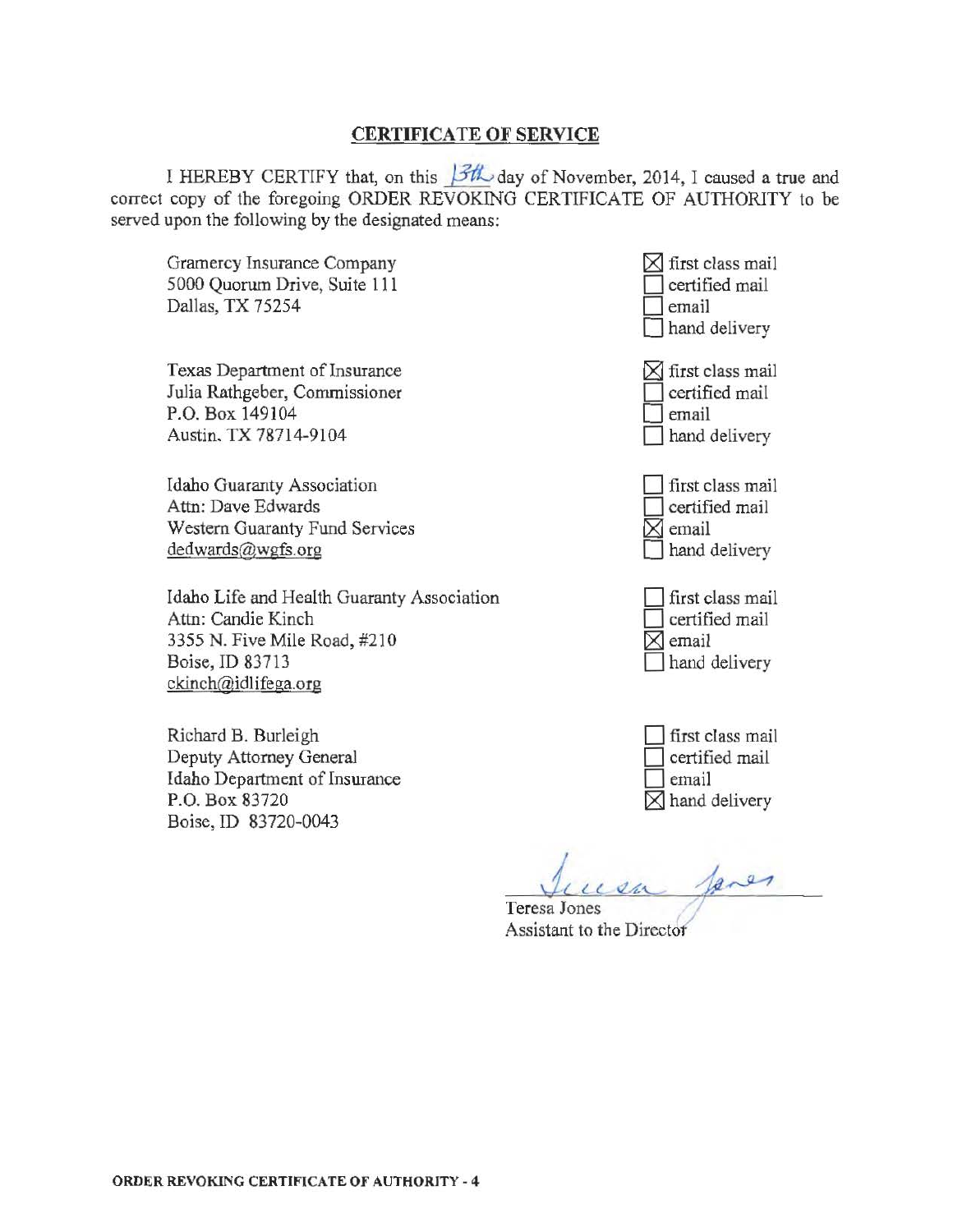## CERTIFICATE OF SERVICE

I HEREBY CERTIFY that, on this 13th day of November, 2014, I caused a true and correct copy of the foregoing ORDER REVOKING CERTIFICATE OF AUTHORITY to be served upon the following by the designated means:

| | |
|---|---|
| Gramercy Insurance Company<br>5000 Quorum Drive, Suite 111<br>Dallas, TX 75254 | ☒ first class mail<br>☐ certified mail<br>☐ email<br>☐ hand delivery |
| Texas Department of Insurance<br>Julia Rathgeber, Commissioner<br>P.O. Box 149104<br>Austin, TX 78714-9104 | ☒ first class mail<br>☐ certified mail<br>☐ email<br>☐ hand delivery |
| Idaho Guaranty Association<br>Attn: Dave Edwards<br>Western Guaranty Fund Services<br>dedwards@wgfs.org | ☐ first class mail<br>☐ certified mail<br>☒ email<br>☐ hand delivery |
| Idaho Life and Health Guaranty Association<br>Attn: Candie Kinch<br>3355 N. Five Mile Road, #210<br>Boise, ID 83713<br>ckinch@idlifega.org | ☐ first class mail<br>☐ certified mail<br>☒ email<br>☐ hand delivery |
| Richard B. Burleigh<br>Deputy Attorney General<br>Idaho Department of Insurance<br>P.O. Box 83720<br>Boise, ID 83720-0043 | ☐ first class mail<br>☐ certified mail<br>☐ email<br>☒ hand delivery |

Teresa Jones
Teresa Jones
Assistant to the Director

**ORDER REVOKING CERTIFICATE OF AUTHORITY - 4**